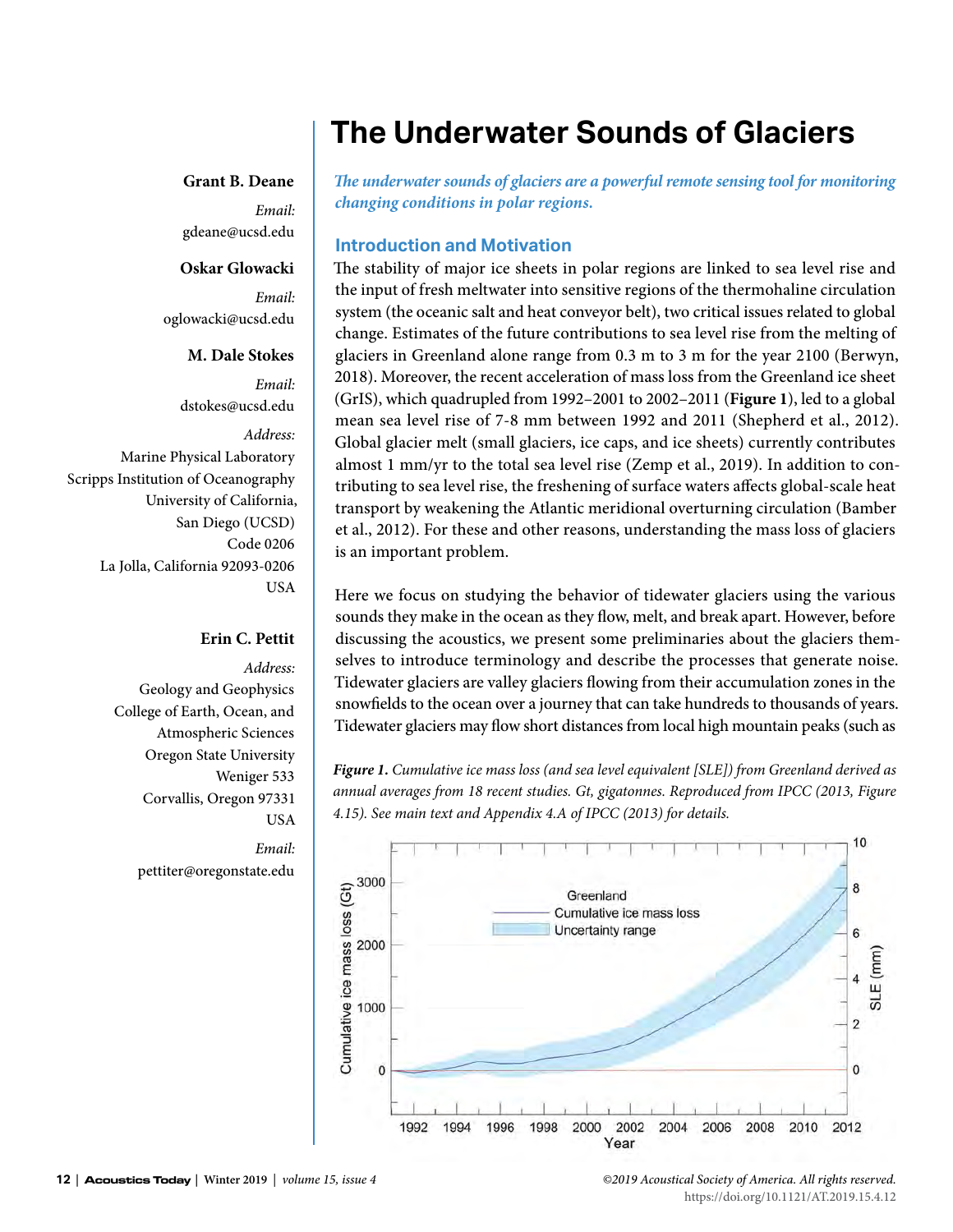# The Underwater Sounds of Glaciers

**Grant B. Deane**

*Email:*
gdeane@ucsd.edu

**Oskar Glowacki**

*Email:*
oglowacki@ucsd.edu

**M. Dale Stokes**

*Email:*
dstokes@ucsd.edu

*Address:*
Marine Physical Laboratory
Scripps Institution of Oceanography
University of California,
San Diego (UCSD)
Code 0206
La Jolla, California 92093-0206
USA

**Erin C. Pettit**

*Address:*
Geology and Geophysics
College of Earth, Ocean, and
Atmospheric Sciences
Oregon State University
Weniger 533
Corvallis, Oregon 97331
USA

*Email:*
pettiter@oregonstate.edu

***The underwater sounds of glaciers are a powerful remote sensing tool for monitoring changing conditions in polar regions.***

## Introduction and Motivation

The stability of major ice sheets in polar regions are linked to sea level rise and the input of fresh meltwater into sensitive regions of the thermohaline circulation system (the oceanic salt and heat conveyor belt), two critical issues related to global change. Estimates of the future contributions to sea level rise from the melting of glaciers in Greenland alone range from 0.3 m to 3 m for the year 2100 (Berwyn, 2018). Moreover, the recent acceleration of mass loss from the Greenland ice sheet (GrIS), which quadrupled from 1992–2001 to 2002–2011 (**Figure 1**), led to a global mean sea level rise of 7-8 mm between 1992 and 2011 (Shepherd et al., 2012). Global glacier melt (small glaciers, ice caps, and ice sheets) currently contributes almost 1 mm/yr to the total sea level rise (Zemp et al., 2019). In addition to contributing to sea level rise, the freshening of surface waters affects global-scale heat transport by weakening the Atlantic meridional overturning circulation (Bamber et al., 2012). For these and other reasons, understanding the mass loss of glaciers is an important problem.

Here we focus on studying the behavior of tidewater glaciers using the various sounds they make in the ocean as they flow, melt, and break apart. However, before discussing the acoustics, we present some preliminaries about the glaciers themselves to introduce terminology and describe the processes that generate noise. Tidewater glaciers are valley glaciers flowing from their accumulation zones in the snowfields to the ocean over a journey that can take hundreds to thousands of years. Tidewater glaciers may flow short distances from local high mountain peaks (such as

*Figure 1. Cumulative ice mass loss (and sea level equivalent [SLE]) from Greenland derived as annual averages from 18 recent studies. Gt, gigatonnes. Reproduced from IPCC (2013, Figure 4.15). See main text and Appendix 4.A of IPCC (2013) for details.*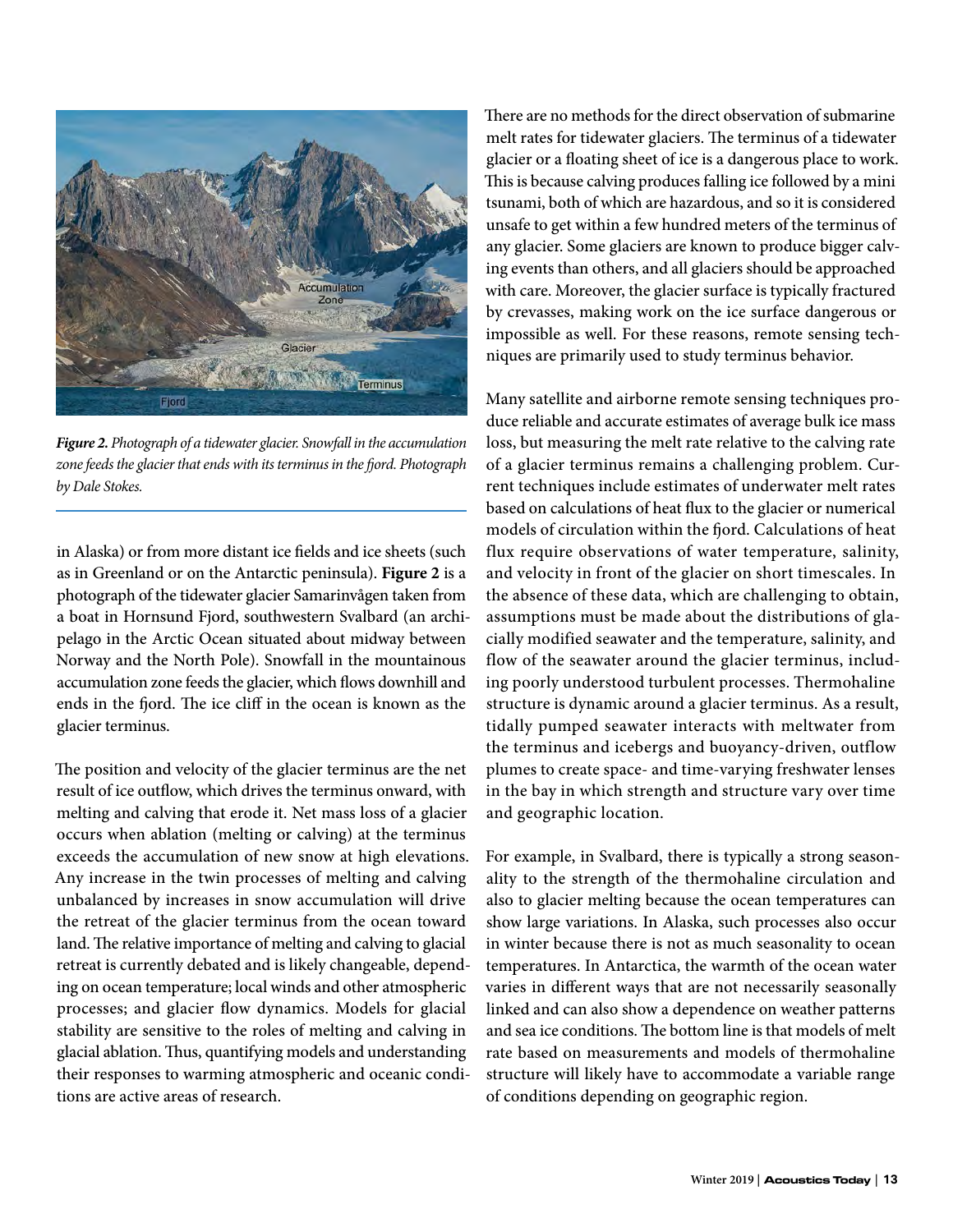*Figure 2. Photograph of a tidewater glacier. Snowfall in the accumulation zone feeds the glacier that ends with its terminus in the fjord. Photograph by Dale Stokes.*

in Alaska) or from more distant ice fields and ice sheets (such as in Greenland or on the Antarctic peninsula). **Figure 2** is a photograph of the tidewater glacier Samarinvågen taken from a boat in Hornsund Fjord, southwestern Svalbard (an archipelago in the Arctic Ocean situated about midway between Norway and the North Pole). Snowfall in the mountainous accumulation zone feeds the glacier, which flows downhill and ends in the fjord. The ice cliff in the ocean is known as the glacier terminus.

The position and velocity of the glacier terminus are the net result of ice outflow, which drives the terminus onward, with melting and calving that erode it. Net mass loss of a glacier occurs when ablation (melting or calving) at the terminus exceeds the accumulation of new snow at high elevations. Any increase in the twin processes of melting and calving unbalanced by increases in snow accumulation will drive the retreat of the glacier terminus from the ocean toward land. The relative importance of melting and calving to glacial retreat is currently debated and is likely changeable, depending on ocean temperature; local winds and other atmospheric processes; and glacier flow dynamics. Models for glacial stability are sensitive to the roles of melting and calving in glacial ablation. Thus, quantifying models and understanding their responses to warming atmospheric and oceanic conditions are active areas of research.

There are no methods for the direct observation of submarine melt rates for tidewater glaciers. The terminus of a tidewater glacier or a floating sheet of ice is a dangerous place to work. This is because calving produces falling ice followed by a mini tsunami, both of which are hazardous, and so it is considered unsafe to get within a few hundred meters of the terminus of any glacier. Some glaciers are known to produce bigger calving events than others, and all glaciers should be approached with care. Moreover, the glacier surface is typically fractured by crevasses, making work on the ice surface dangerous or impossible as well. For these reasons, remote sensing techniques are primarily used to study terminus behavior.

Many satellite and airborne remote sensing techniques produce reliable and accurate estimates of average bulk ice mass loss, but measuring the melt rate relative to the calving rate of a glacier terminus remains a challenging problem. Current techniques include estimates of underwater melt rates based on calculations of heat flux to the glacier or numerical models of circulation within the fjord. Calculations of heat flux require observations of water temperature, salinity, and velocity in front of the glacier on short timescales. In the absence of these data, which are challenging to obtain, assumptions must be made about the distributions of glacially modified seawater and the temperature, salinity, and flow of the seawater around the glacier terminus, including poorly understood turbulent processes. Thermohaline structure is dynamic around a glacier terminus. As a result, tidally pumped seawater interacts with meltwater from the terminus and icebergs and buoyancy-driven, outflow plumes to create space- and time-varying freshwater lenses in the bay in which strength and structure vary over time and geographic location.

For example, in Svalbard, there is typically a strong seasonality to the strength of the thermohaline circulation and also to glacier melting because the ocean temperatures can show large variations. In Alaska, such processes also occur in winter because there is not as much seasonality to ocean temperatures. In Antarctica, the warmth of the ocean water varies in different ways that are not necessarily seasonally linked and can also show a dependence on weather patterns and sea ice conditions. The bottom line is that models of melt rate based on measurements and models of thermohaline structure will likely have to accommodate a variable range of conditions depending on geographic region.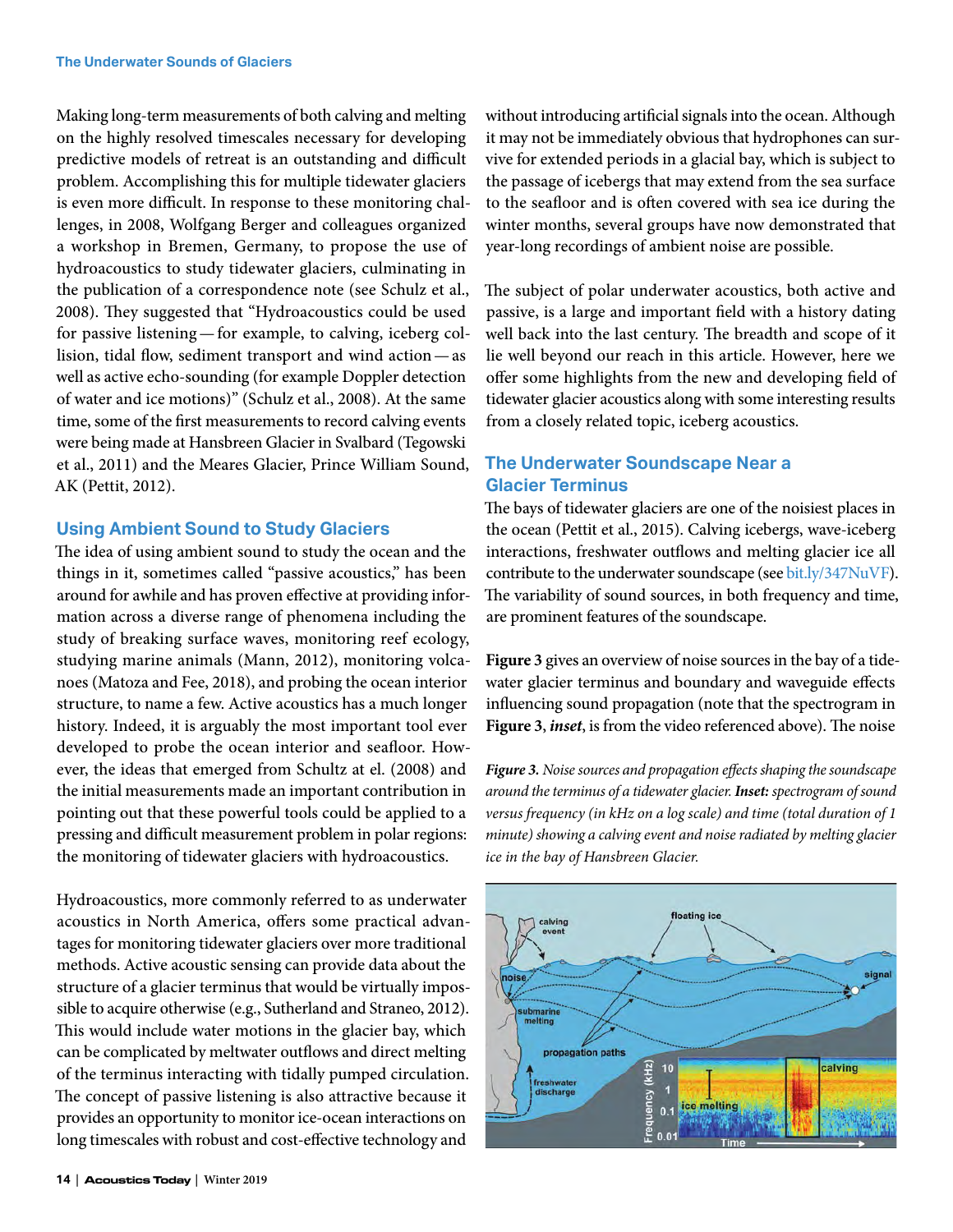Making long-term measurements of both calving and melting on the highly resolved timescales necessary for developing predictive models of retreat is an outstanding and difficult problem. Accomplishing this for multiple tidewater glaciers is even more difficult. In response to these monitoring challenges, in 2008, Wolfgang Berger and colleagues organized a workshop in Bremen, Germany, to propose the use of hydroacoustics to study tidewater glaciers, culminating in the publication of a correspondence note (see Schulz et al., 2008). They suggested that "Hydroacoustics could be used for passive listening — for example, to calving, iceberg collision, tidal flow, sediment transport and wind action — as well as active echo-sounding (for example Doppler detection of water and ice motions)" (Schulz et al., 2008). At the same time, some of the first measurements to record calving events were being made at Hansbreen Glacier in Svalbard (Tegowski et al., 2011) and the Meares Glacier, Prince William Sound, AK (Pettit, 2012).

## Using Ambient Sound to Study Glaciers

The idea of using ambient sound to study the ocean and the things in it, sometimes called "passive acoustics," has been around for awhile and has proven effective at providing information across a diverse range of phenomena including the study of breaking surface waves, monitoring reef ecology, studying marine animals (Mann, 2012), monitoring volcanoes (Matoza and Fee, 2018), and probing the ocean interior structure, to name a few. Active acoustics has a much longer history. Indeed, it is arguably the most important tool ever developed to probe the ocean interior and seafloor. However, the ideas that emerged from Schultz at el. (2008) and the initial measurements made an important contribution in pointing out that these powerful tools could be applied to a pressing and difficult measurement problem in polar regions: the monitoring of tidewater glaciers with hydroacoustics.

Hydroacoustics, more commonly referred to as underwater acoustics in North America, offers some practical advantages for monitoring tidewater glaciers over more traditional methods. Active acoustic sensing can provide data about the structure of a glacier terminus that would be virtually impossible to acquire otherwise (e.g., Sutherland and Straneo, 2012). This would include water motions in the glacier bay, which can be complicated by meltwater outflows and direct melting of the terminus interacting with tidally pumped circulation. The concept of passive listening is also attractive because it provides an opportunity to monitor ice-ocean interactions on long timescales with robust and cost-effective technology and without introducing artificial signals into the ocean. Although it may not be immediately obvious that hydrophones can survive for extended periods in a glacial bay, which is subject to the passage of icebergs that may extend from the sea surface to the seafloor and is often covered with sea ice during the winter months, several groups have now demonstrated that year-long recordings of ambient noise are possible.

The subject of polar underwater acoustics, both active and passive, is a large and important field with a history dating well back into the last century. The breadth and scope of it lie well beyond our reach in this article. However, here we offer some highlights from the new and developing field of tidewater glacier acoustics along with some interesting results from a closely related topic, iceberg acoustics.

## The Underwater Soundscape Near a Glacier Terminus

The bays of tidewater glaciers are one of the noisiest places in the ocean (Pettit et al., 2015). Calving icebergs, wave-iceberg interactions, freshwater outflows and melting glacier ice all contribute to the underwater soundscape (see bit.ly/347NuVF). The variability of sound sources, in both frequency and time, are prominent features of the soundscape.

**Figure 3** gives an overview of noise sources in the bay of a tidewater glacier terminus and boundary and waveguide effects influencing sound propagation (note that the spectrogram in **Figure 3**, ***inset***, is from the video referenced above). The noise

***Figure 3.*** *Noise sources and propagation effects shaping the soundscape around the terminus of a tidewater glacier.* ***Inset:*** *spectrogram of sound versus frequency (in kHz on a log scale) and time (total duration of 1 minute) showing a calving event and noise radiated by melting glacier ice in the bay of Hansbreen Glacier.*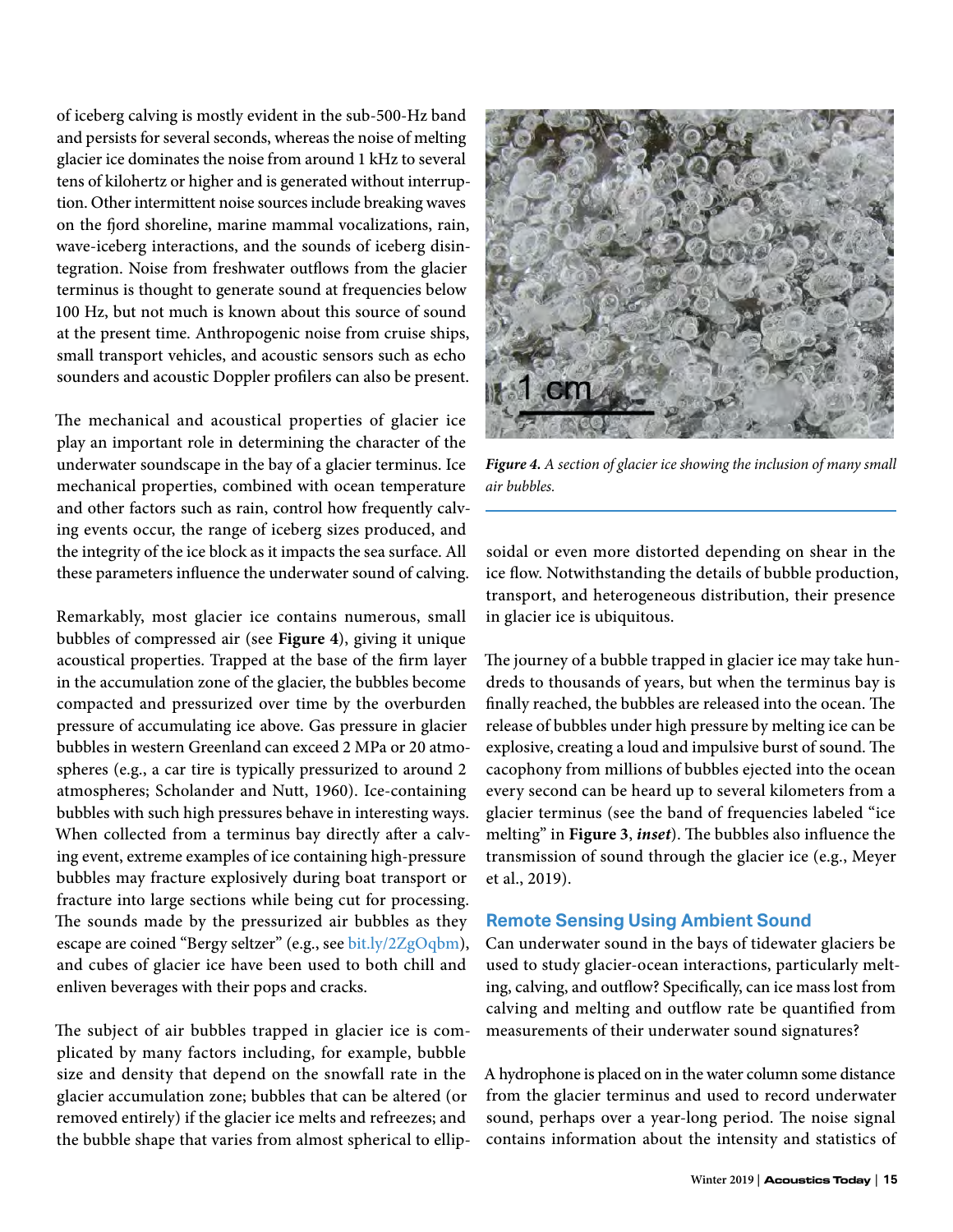of iceberg calving is mostly evident in the sub-500-Hz band and persists for several seconds, whereas the noise of melting glacier ice dominates the noise from around 1 kHz to several tens of kilohertz or higher and is generated without interruption. Other intermittent noise sources include breaking waves on the fjord shoreline, marine mammal vocalizations, rain, wave-iceberg interactions, and the sounds of iceberg disintegration. Noise from freshwater outflows from the glacier terminus is thought to generate sound at frequencies below 100 Hz, but not much is known about this source of sound at the present time. Anthropogenic noise from cruise ships, small transport vehicles, and acoustic sensors such as echo sounders and acoustic Doppler profilers can also be present.

The mechanical and acoustical properties of glacier ice play an important role in determining the character of the underwater soundscape in the bay of a glacier terminus. Ice mechanical properties, combined with ocean temperature and other factors such as rain, control how frequently calving events occur, the range of iceberg sizes produced, and the integrity of the ice block as it impacts the sea surface. All these parameters influence the underwater sound of calving.

Remarkably, most glacier ice contains numerous, small bubbles of compressed air (see **Figure 4**), giving it unique acoustical properties. Trapped at the base of the firn layer in the accumulation zone of the glacier, the bubbles become compacted and pressurized over time by the overburden pressure of accumulating ice above. Gas pressure in glacier bubbles in western Greenland can exceed 2 MPa or 20 atmospheres (e.g., a car tire is typically pressurized to around 2 atmospheres; Scholander and Nutt, 1960). Ice-containing bubbles with such high pressures behave in interesting ways. When collected from a terminus bay directly after a calving event, extreme examples of ice containing high-pressure bubbles may fracture explosively during boat transport or fracture into large sections while being cut for processing. The sounds made by the pressurized air bubbles as they escape are coined "Bergy seltzer" (e.g., see bit.ly/2ZgOqbm), and cubes of glacier ice have been used to both chill and enliven beverages with their pops and cracks.

The subject of air bubbles trapped in glacier ice is complicated by many factors including, for example, bubble size and density that depend on the snowfall rate in the glacier accumulation zone; bubbles that can be altered (or removed entirely) if the glacier ice melts and refreezes; and the bubble shape that varies from almost spherical to ellipsoidal or even more distorted depending on shear in the ice flow. Notwithstanding the details of bubble production, transport, and heterogeneous distribution, their presence in glacier ice is ubiquitous.

***Figure 4.*** *A section of glacier ice showing the inclusion of many small air bubbles.*

The journey of a bubble trapped in glacier ice may take hundreds to thousands of years, but when the terminus bay is finally reached, the bubbles are released into the ocean. The release of bubbles under high pressure by melting ice can be explosive, creating a loud and impulsive burst of sound. The cacophony from millions of bubbles ejected into the ocean every second can be heard up to several kilometers from a glacier terminus (see the band of frequencies labeled "ice melting" in **Figure 3**, ***inset***). The bubbles also influence the transmission of sound through the glacier ice (e.g., Meyer et al., 2019).

## Remote Sensing Using Ambient Sound

Can underwater sound in the bays of tidewater glaciers be used to study glacier-ocean interactions, particularly melting, calving, and outflow? Specifically, can ice mass lost from calving and melting and outflow rate be quantified from measurements of their underwater sound signatures?

A hydrophone is placed on in the water column some distance from the glacier terminus and used to record underwater sound, perhaps over a year-long period. The noise signal contains information about the intensity and statistics of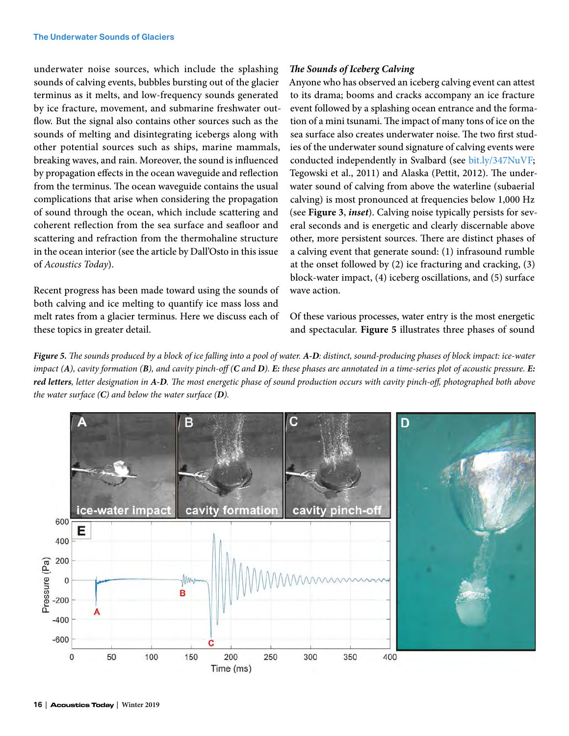underwater noise sources, which include the splashing sounds of calving events, bubbles bursting out of the glacier terminus as it melts, and low-frequency sounds generated by ice fracture, movement, and submarine freshwater outflow. But the signal also contains other sources such as the sounds of melting and disintegrating icebergs along with other potential sources such as ships, marine mammals, breaking waves, and rain. Moreover, the sound is influenced by propagation effects in the ocean waveguide and reflection from the terminus. The ocean waveguide contains the usual complications that arise when considering the propagation of sound through the ocean, which include scattering and coherent reflection from the sea surface and seafloor and scattering and refraction from the thermohaline structure in the ocean interior (see the article by Dall'Osto in this issue of *Acoustics Today*).

Recent progress has been made toward using the sounds of both calving and ice melting to quantify ice mass loss and melt rates from a glacier terminus. Here we discuss each of these topics in greater detail.

### *The Sounds of Iceberg Calving*

Anyone who has observed an iceberg calving event can attest to its drama; booms and cracks accompany an ice fracture event followed by a splashing ocean entrance and the formation of a mini tsunami. The impact of many tons of ice on the sea surface also creates underwater noise. The two first studies of the underwater sound signature of calving events were conducted independently in Svalbard (see bit.ly/347NuVF; Tegowski et al., 2011) and Alaska (Pettit, 2012). The underwater sound of calving from above the waterline (subaerial calving) is most pronounced at frequencies below 1,000 Hz (see **Figure 3**, ***inset***). Calving noise typically persists for several seconds and is energetic and clearly discernable above other, more persistent sources. There are distinct phases of a calving event that generate sound: (1) infrasound rumble at the onset followed by (2) ice fracturing and cracking, (3) block-water impact, (4) iceberg oscillations, and (5) surface wave action.

Of these various processes, water entry is the most energetic and spectacular. **Figure 5** illustrates three phases of sound

***Figure 5.*** *The sounds produced by a block of ice falling into a pool of water.* ***A-D****: distinct, sound-producing phases of block impact: ice-water impact (****A****), cavity formation (****B****), and cavity pinch-off (****C*** *and* ***D****).* ***E:*** *these phases are annotated in a time-series plot of acoustic pressure.* ***E: red letters****, letter designation in* ***A-D****. The most energetic phase of sound production occurs with cavity pinch-off, photographed both above the water surface (****C****) and below the water surface (****D****).*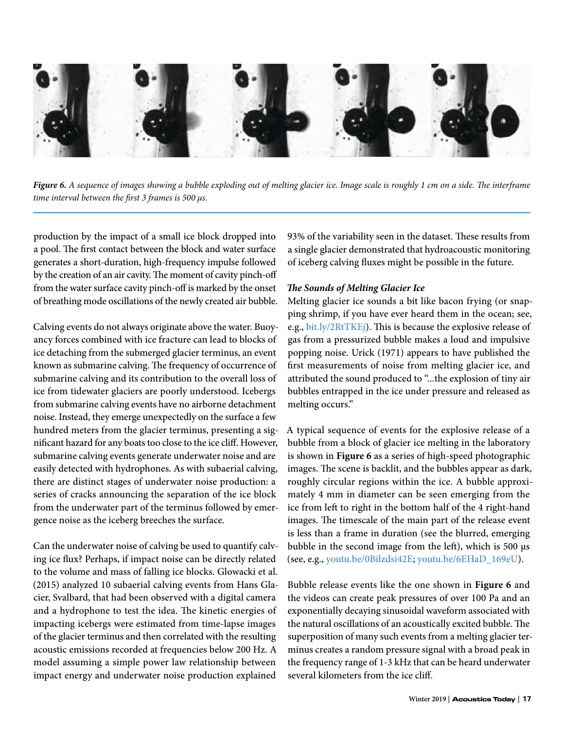*Figure 6. A sequence of images showing a bubble exploding out of melting glacier ice. Image scale is roughly 1 cm on a side. The interframe time interval between the first 3 frames is 500 μs.*

production by the impact of a small ice block dropped into a pool. The first contact between the block and water surface generates a short-duration, high-frequency impulse followed by the creation of an air cavity. The moment of cavity pinch-off from the water surface cavity pinch-off is marked by the onset of breathing mode oscillations of the newly created air bubble.

Calving events do not always originate above the water. Buoyancy forces combined with ice fracture can lead to blocks of ice detaching from the submerged glacier terminus, an event known as submarine calving. The frequency of occurrence of submarine calving and its contribution to the overall loss of ice from tidewater glaciers are poorly understood. Icebergs from submarine calving events have no airborne detachment noise. Instead, they emerge unexpectedly on the surface a few hundred meters from the glacier terminus, presenting a significant hazard for any boats too close to the ice cliff. However, submarine calving events generate underwater noise and are easily detected with hydrophones. As with subaerial calving, there are distinct stages of underwater noise production: a series of cracks announcing the separation of the ice block from the underwater part of the terminus followed by emergence noise as the iceberg breeches the surface.

Can the underwater noise of calving be used to quantify calving ice flux? Perhaps, if impact noise can be directly related to the volume and mass of falling ice blocks. Glowacki et al. (2015) analyzed 10 subaerial calving events from Hans Glacier, Svalbard, that had been observed with a digital camera and a hydrophone to test the idea. The kinetic energies of impacting icebergs were estimated from time-lapse images of the glacier terminus and then correlated with the resulting acoustic emissions recorded at frequencies below 200 Hz. A model assuming a simple power law relationship between impact energy and underwater noise production explained 93% of the variability seen in the dataset. These results from a single glacier demonstrated that hydroacoustic monitoring of iceberg calving fluxes might be possible in the future.

### *The Sounds of Melting Glacier Ice*

Melting glacier ice sounds a bit like bacon frying (or snapping shrimp, if you have ever heard them in the ocean; see, e.g., bit.ly/2RtTKEj). This is because the explosive release of gas from a pressurized bubble makes a loud and impulsive popping noise. Urick (1971) appears to have published the first measurements of noise from melting glacier ice, and attributed the sound produced to "...the explosion of tiny air bubbles entrapped in the ice under pressure and released as melting occurs."

A typical sequence of events for the explosive release of a bubble from a block of glacier ice melting in the laboratory is shown in **Figure 6** as a series of high-speed photographic images. The scene is backlit, and the bubbles appear as dark, roughly circular regions within the ice. A bubble approximately 4 mm in diameter can be seen emerging from the ice from left to right in the bottom half of the 4 right-hand images. The timescale of the main part of the release event is less than a frame in duration (see the blurred, emerging bubble in the second image from the left), which is 500 μs (see, e.g., youtu.be/0Bilzdsi42E; youtu.be/6EHaD_169eU).

Bubble release events like the one shown in **Figure 6** and the videos can create peak pressures of over 100 Pa and an exponentially decaying sinusoidal waveform associated with the natural oscillations of an acoustically excited bubble. The superposition of many such events from a melting glacier terminus creates a random pressure signal with a broad peak in the frequency range of 1-3 kHz that can be heard underwater several kilometers from the ice cliff.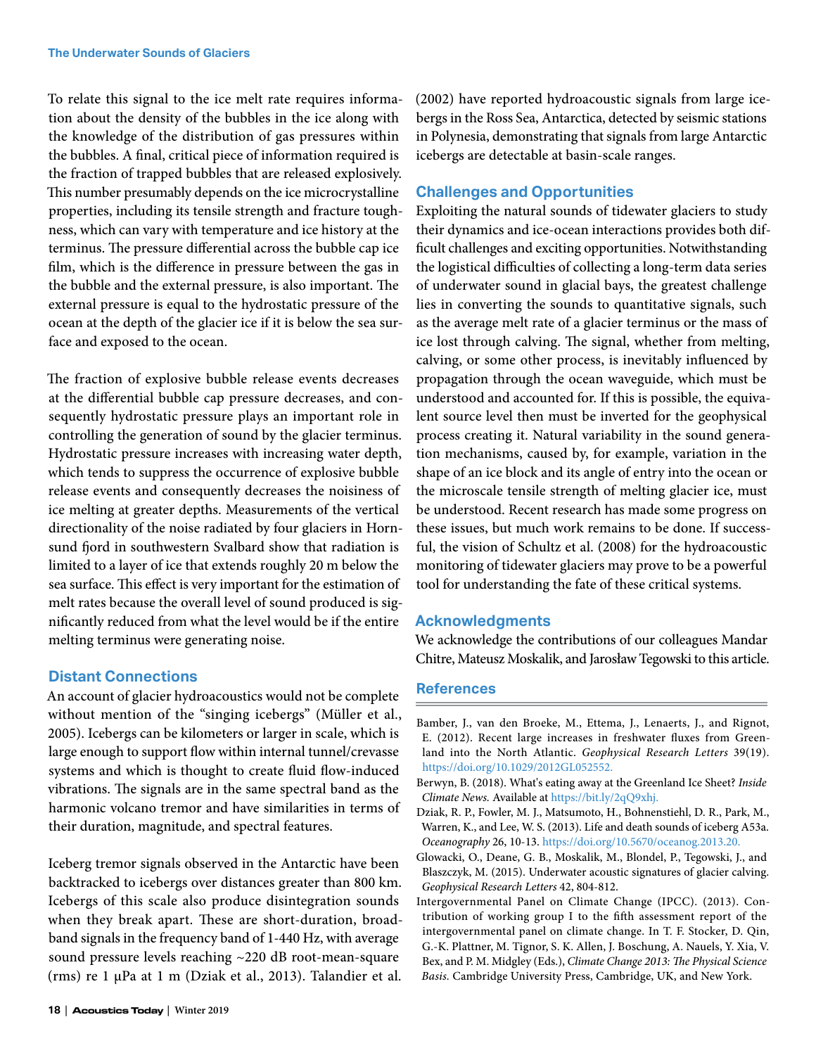To relate this signal to the ice melt rate requires information about the density of the bubbles in the ice along with the knowledge of the distribution of gas pressures within the bubbles. A final, critical piece of information required is the fraction of trapped bubbles that are released explosively. This number presumably depends on the ice microcrystalline properties, including its tensile strength and fracture toughness, which can vary with temperature and ice history at the terminus. The pressure differential across the bubble cap ice film, which is the difference in pressure between the gas in the bubble and the external pressure, is also important. The external pressure is equal to the hydrostatic pressure of the ocean at the depth of the glacier ice if it is below the sea surface and exposed to the ocean.

The fraction of explosive bubble release events decreases at the differential bubble cap pressure decreases, and consequently hydrostatic pressure plays an important role in controlling the generation of sound by the glacier terminus. Hydrostatic pressure increases with increasing water depth, which tends to suppress the occurrence of explosive bubble release events and consequently decreases the noisiness of ice melting at greater depths. Measurements of the vertical directionality of the noise radiated by four glaciers in Hornsund fjord in southwestern Svalbard show that radiation is limited to a layer of ice that extends roughly 20 m below the sea surface. This effect is very important for the estimation of melt rates because the overall level of sound produced is significantly reduced from what the level would be if the entire melting terminus were generating noise.

## Distant Connections

An account of glacier hydroacoustics would not be complete without mention of the "singing icebergs" (Müller et al., 2005). Icebergs can be kilometers or larger in scale, which is large enough to support flow within internal tunnel/crevasse systems and which is thought to create fluid flow-induced vibrations. The signals are in the same spectral band as the harmonic volcano tremor and have similarities in terms of their duration, magnitude, and spectral features.

Iceberg tremor signals observed in the Antarctic have been backtracked to icebergs over distances greater than 800 km. Icebergs of this scale also produce disintegration sounds when they break apart. These are short-duration, broadband signals in the frequency band of 1-440 Hz, with average sound pressure levels reaching ~220 dB root-mean-square (rms) re 1 μPa at 1 m (Dziak et al., 2013). Talandier et al. (2002) have reported hydroacoustic signals from large icebergs in the Ross Sea, Antarctica, detected by seismic stations in Polynesia, demonstrating that signals from large Antarctic icebergs are detectable at basin-scale ranges.

## Challenges and Opportunities

Exploiting the natural sounds of tidewater glaciers to study their dynamics and ice-ocean interactions provides both difficult challenges and exciting opportunities. Notwithstanding the logistical difficulties of collecting a long-term data series of underwater sound in glacial bays, the greatest challenge lies in converting the sounds to quantitative signals, such as the average melt rate of a glacier terminus or the mass of ice lost through calving. The signal, whether from melting, calving, or some other process, is inevitably influenced by propagation through the ocean waveguide, which must be understood and accounted for. If this is possible, the equivalent source level then must be inverted for the geophysical process creating it. Natural variability in the sound generation mechanisms, caused by, for example, variation in the shape of an ice block and its angle of entry into the ocean or the microscale tensile strength of melting glacier ice, must be understood. Recent research has made some progress on these issues, but much work remains to be done. If successful, the vision of Schultz et al. (2008) for the hydroacoustic monitoring of tidewater glaciers may prove to be a powerful tool for understanding the fate of these critical systems.

## Acknowledgments

We acknowledge the contributions of our colleagues Mandar Chitre, Mateusz Moskalik, and Jarosław Tegowski to this article.

## References

Bamber, J., van den Broeke, M., Ettema, J., Lenaerts, J., and Rignot, E. (2012). Recent large increases in freshwater fluxes from Greenland into the North Atlantic. *Geophysical Research Letters* 39(19). https://doi.org/10.1029/2012GL052552.

Berwyn, B. (2018). What's eating away at the Greenland Ice Sheet? *Inside Climate News.* Available at https://bit.ly/2qQ9xhj.

Dziak, R. P., Fowler, M. J., Matsumoto, H., Bohnenstiehl, D. R., Park, M., Warren, K., and Lee, W. S. (2013). Life and death sounds of iceberg A53a. *Oceanography* 26, 10-13. https://doi.org/10.5670/oceanog.2013.20.

Glowacki, O., Deane, G. B., Moskalik, M., Blondel, P., Tegowski, J., and Blaszczyk, M. (2015). Underwater acoustic signatures of glacier calving. *Geophysical Research Letters* 42, 804-812.

Intergovernmental Panel on Climate Change (IPCC). (2013). Contribution of working group I to the fifth assessment report of the intergovernmental panel on climate change. In T. F. Stocker, D. Qin, G.-K. Plattner, M. Tignor, S. K. Allen, J. Boschung, A. Nauels, Y. Xia, V. Bex, and P. M. Midgley (Eds.), *Climate Change 2013: The Physical Science Basis.* Cambridge University Press, Cambridge, UK, and New York.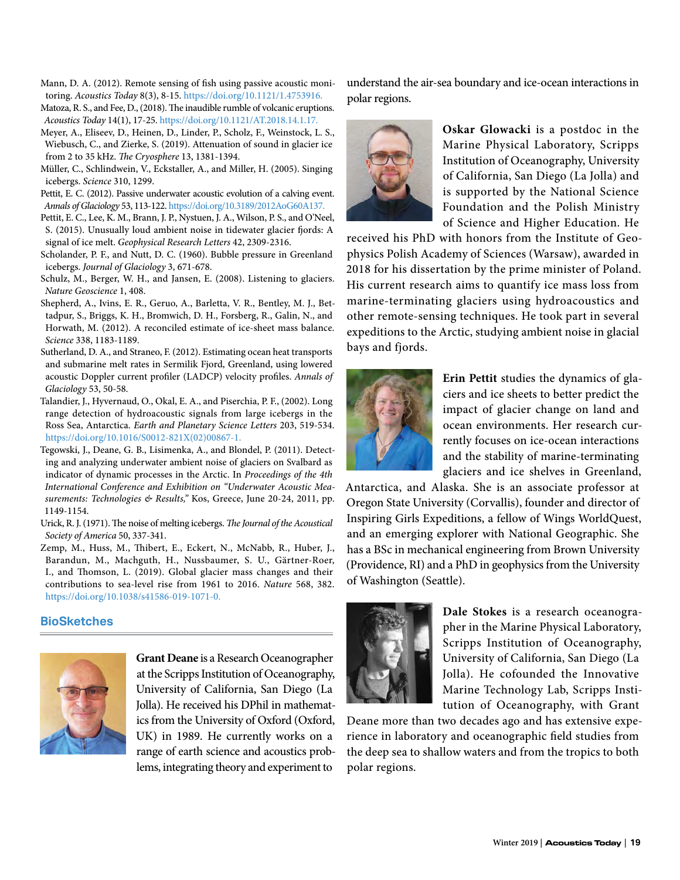Mann, D. A. (2012). Remote sensing of fish using passive acoustic monitoring. *Acoustics Today* 8(3), 8-15. https://doi.org/10.1121/1.4753916.

Matoza, R. S., and Fee, D., (2018). The inaudible rumble of volcanic eruptions. *Acoustics Today* 14(1), 17-25. https://doi.org/10.1121/AT.2018.14.1.17.

Meyer, A., Eliseev, D., Heinen, D., Linder, P., Scholz, F., Weinstock, L. S., Wiebusch, C., and Zierke, S. (2019). Attenuation of sound in glacier ice from 2 to 35 kHz. *The Cryosphere* 13, 1381-1394.

Müller, C., Schlindwein, V., Eckstaller, A., and Miller, H. (2005). Singing icebergs. *Science* 310, 1299.

Pettit, E. C. (2012). Passive underwater acoustic evolution of a calving event. *Annals of Glaciology* 53, 113-122. https://doi.org/10.3189/2012AoG60A137.

Pettit, E. C., Lee, K. M., Brann, J. P., Nystuen, J. A., Wilson, P. S., and O'Neel, S. (2015). Unusually loud ambient noise in tidewater glacier fjords: A signal of ice melt. *Geophysical Research Letters* 42, 2309-2316.

Scholander, P. F., and Nutt, D. C. (1960). Bubble pressure in Greenland icebergs. *Journal of Glaciology* 3, 671-678.

Schulz, M., Berger, W. H., and Jansen, E. (2008). Listening to glaciers. *Nature Geoscience* 1, 408.

Shepherd, A., Ivins, E. R., Geruo, A., Barletta, V. R., Bentley, M. J., Bettadpur, S., Briggs, K. H., Bromwich, D. H., Forsberg, R., Galin, N., and Horwath, M. (2012). A reconciled estimate of ice-sheet mass balance. *Science* 338, 1183-1189.

Sutherland, D. A., and Straneo, F. (2012). Estimating ocean heat transports and submarine melt rates in Sermilik Fjord, Greenland, using lowered acoustic Doppler current profiler (LADCP) velocity profiles. *Annals of Glaciology* 53, 50-58.

Talandier, J., Hyvernaud, O., Okal, E. A., and Piserchia, P. F., (2002). Long range detection of hydroacoustic signals from large icebergs in the Ross Sea, Antarctica. *Earth and Planetary Science Letters* 203, 519-534. https://doi.org/10.1016/S0012-821X(02)00867-1.

Tegowski, J., Deane, G. B., Lisimenka, A., and Blondel, P. (2011). Detecting and analyzing underwater ambient noise of glaciers on Svalbard as indicator of dynamic processes in the Arctic. In *Proceedings of the 4th International Conference and Exhibition on "Underwater Acoustic Measurements: Technologies & Results,"* Kos, Greece, June 20-24, 2011, pp. 1149-1154.

Urick, R. J. (1971). The noise of melting icebergs. *The Journal of the Acoustical Society of America* 50, 337-341.

Zemp, M., Huss, M., Thibert, E., Eckert, N., McNabb, R., Huber, J., Barandun, M., Machguth, H., Nussbaumer, S. U., Gärtner-Roer, I., and Thomson, L. (2019). Global glacier mass changes and their contributions to sea-level rise from 1961 to 2016. *Nature* 568, 382. https://doi.org/10.1038/s41586-019-1071-0.

## BioSketches

**Grant Deane** is a Research Oceanographer at the Scripps Institution of Oceanography, University of California, San Diego (La Jolla). He received his DPhil in mathematics from the University of Oxford (Oxford, UK) in 1989. He currently works on a range of earth science and acoustics problems, integrating theory and experiment to understand the air-sea boundary and ice-ocean interactions in polar regions.

**Oskar Glowacki** is a postdoc in the Marine Physical Laboratory, Scripps Institution of Oceanography, University of California, San Diego (La Jolla) and is supported by the National Science Foundation and the Polish Ministry of Science and Higher Education. He received his PhD with honors from the Institute of Geophysics Polish Academy of Sciences (Warsaw), awarded in 2018 for his dissertation by the prime minister of Poland. His current research aims to quantify ice mass loss from marine-terminating glaciers using hydroacoustics and other remote-sensing techniques. He took part in several expeditions to the Arctic, studying ambient noise in glacial bays and fjords.

**Erin Pettit** studies the dynamics of glaciers and ice sheets to better predict the impact of glacier change on land and ocean environments. Her research currently focuses on ice-ocean interactions and the stability of marine-terminating glaciers and ice shelves in Greenland, Antarctica, and Alaska. She is an associate professor at Oregon State University (Corvallis), founder and director of Inspiring Girls Expeditions, a fellow of Wings WorldQuest, and an emerging explorer with National Geographic. She has a BSc in mechanical engineering from Brown University (Providence, RI) and a PhD in geophysics from the University of Washington (Seattle).

**Dale Stokes** is a research oceanographer in the Marine Physical Laboratory, Scripps Institution of Oceanography, University of California, San Diego (La Jolla). He cofounded the Innovative Marine Technology Lab, Scripps Institution of Oceanography, with Grant Deane more than two decades ago and has extensive experience in laboratory and oceanographic field studies from the deep sea to shallow waters and from the tropics to both polar regions.